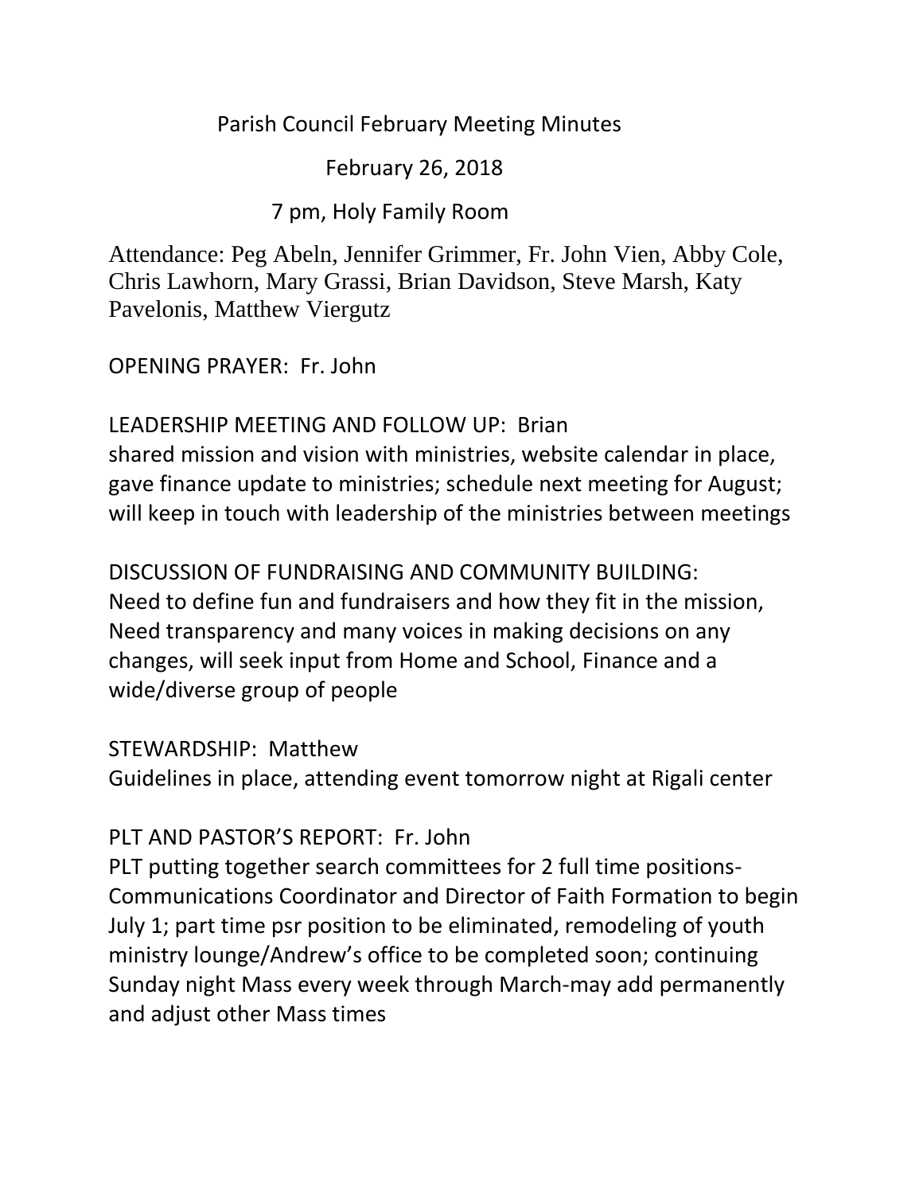# Parish Council February Meeting Minutes

February 26, 2018

7 pm, Holy Family Room

Attendance: Peg Abeln, Jennifer Grimmer, Fr. John Vien, Abby Cole, Chris Lawhorn, Mary Grassi, Brian Davidson, Steve Marsh, Katy Pavelonis, Matthew Viergutz

OPENING PRAYER: Fr. John

LEADERSHIP MEETING AND FOLLOW UP: Brian
shared mission and vision with ministries, website calendar in place, gave finance update to ministries; schedule next meeting for August; will keep in touch with leadership of the ministries between meetings

DISCUSSION OF FUNDRAISING AND COMMUNITY BUILDING:
Need to define fun and fundraisers and how they fit in the mission, Need transparency and many voices in making decisions on any changes, will seek input from Home and School, Finance and a wide/diverse group of people

STEWARDSHIP: Matthew
Guidelines in place, attending event tomorrow night at Rigali center

PLT AND PASTOR'S REPORT: Fr. John
PLT putting together search committees for 2 full time positions-Communications Coordinator and Director of Faith Formation to begin July 1; part time psr position to be eliminated, remodeling of youth ministry lounge/Andrew's office to be completed soon; continuing Sunday night Mass every week through March-may add permanently and adjust other Mass times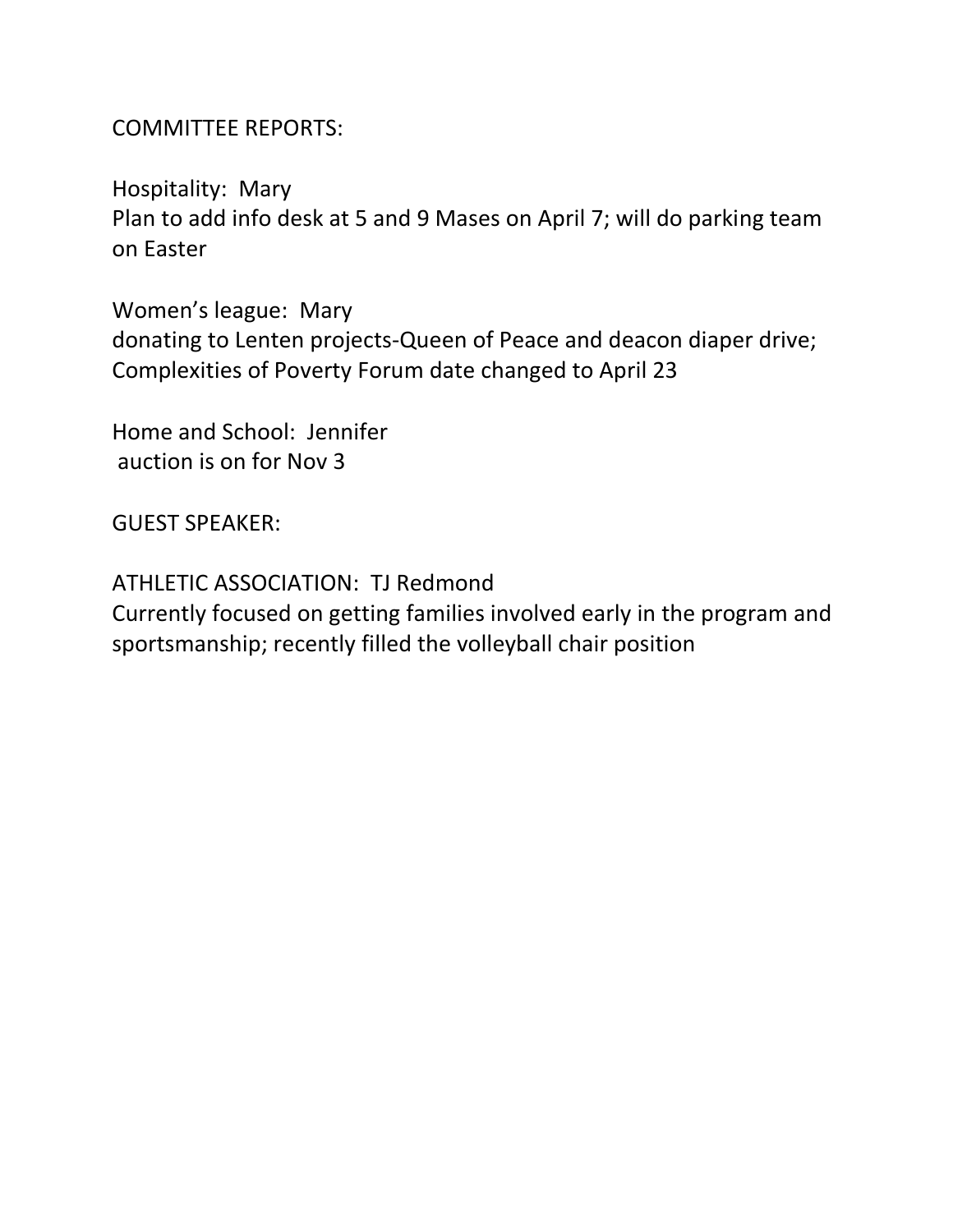COMMITTEE REPORTS:

Hospitality: Mary
Plan to add info desk at 5 and 9 Mases on April 7; will do parking team on Easter

Women's league: Mary
donating to Lenten projects-Queen of Peace and deacon diaper drive; Complexities of Poverty Forum date changed to April 23

Home and School: Jennifer
auction is on for Nov 3

GUEST SPEAKER:

ATHLETIC ASSOCIATION: TJ Redmond
Currently focused on getting families involved early in the program and sportsmanship; recently filled the volleyball chair position